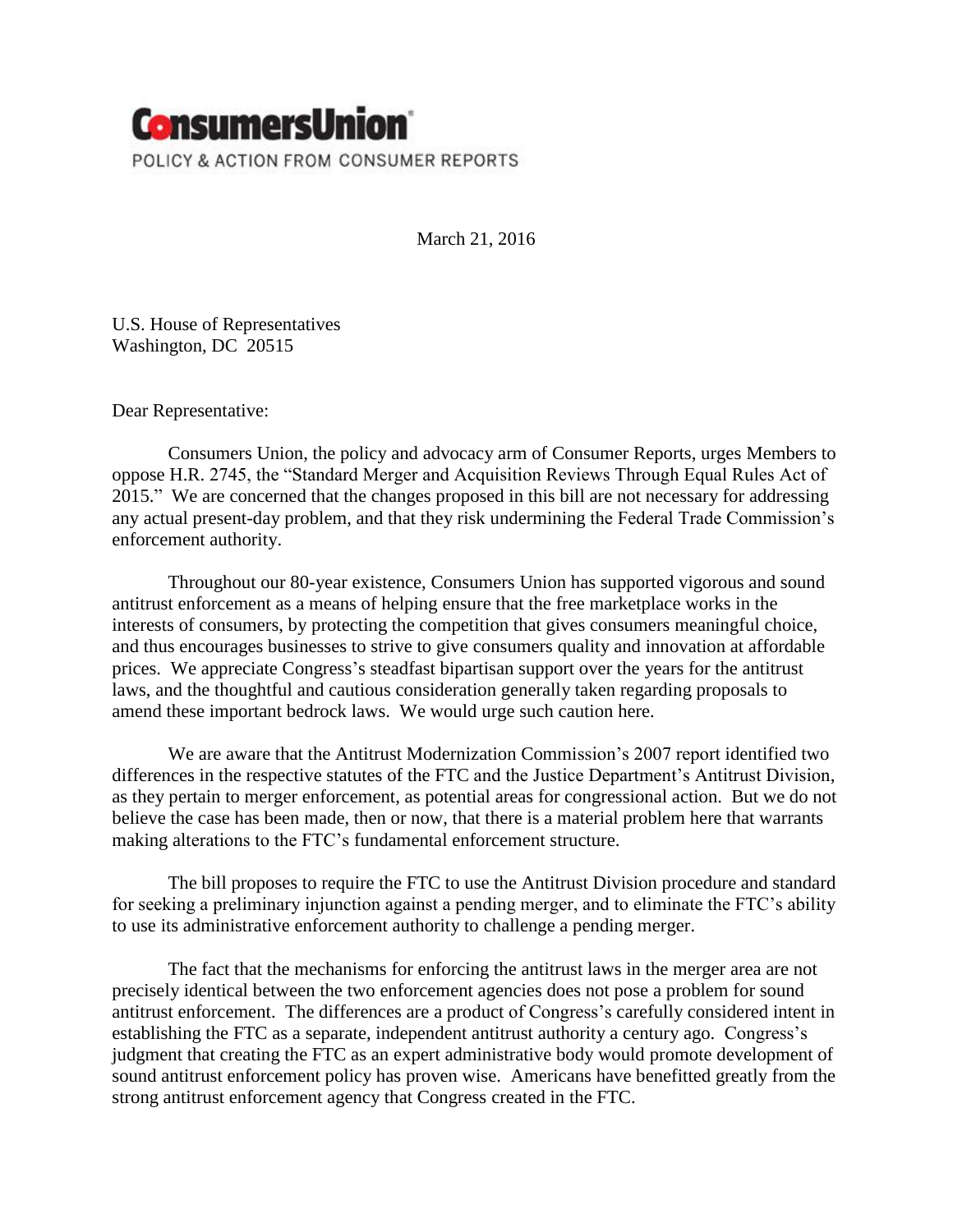**ConsumersUnion**
POLICY & ACTION FROM CONSUMER REPORTS

March 21, 2016

U.S. House of Representatives
Washington, DC 20515

Dear Representative:

Consumers Union, the policy and advocacy arm of Consumer Reports, urges Members to oppose H.R. 2745, the "Standard Merger and Acquisition Reviews Through Equal Rules Act of 2015." We are concerned that the changes proposed in this bill are not necessary for addressing any actual present-day problem, and that they risk undermining the Federal Trade Commission's enforcement authority.

Throughout our 80-year existence, Consumers Union has supported vigorous and sound antitrust enforcement as a means of helping ensure that the free marketplace works in the interests of consumers, by protecting the competition that gives consumers meaningful choice, and thus encourages businesses to strive to give consumers quality and innovation at affordable prices. We appreciate Congress's steadfast bipartisan support over the years for the antitrust laws, and the thoughtful and cautious consideration generally taken regarding proposals to amend these important bedrock laws. We would urge such caution here.

We are aware that the Antitrust Modernization Commission's 2007 report identified two differences in the respective statutes of the FTC and the Justice Department's Antitrust Division, as they pertain to merger enforcement, as potential areas for congressional action. But we do not believe the case has been made, then or now, that there is a material problem here that warrants making alterations to the FTC's fundamental enforcement structure.

The bill proposes to require the FTC to use the Antitrust Division procedure and standard for seeking a preliminary injunction against a pending merger, and to eliminate the FTC's ability to use its administrative enforcement authority to challenge a pending merger.

The fact that the mechanisms for enforcing the antitrust laws in the merger area are not precisely identical between the two enforcement agencies does not pose a problem for sound antitrust enforcement. The differences are a product of Congress's carefully considered intent in establishing the FTC as a separate, independent antitrust authority a century ago. Congress's judgment that creating the FTC as an expert administrative body would promote development of sound antitrust enforcement policy has proven wise. Americans have benefitted greatly from the strong antitrust enforcement agency that Congress created in the FTC.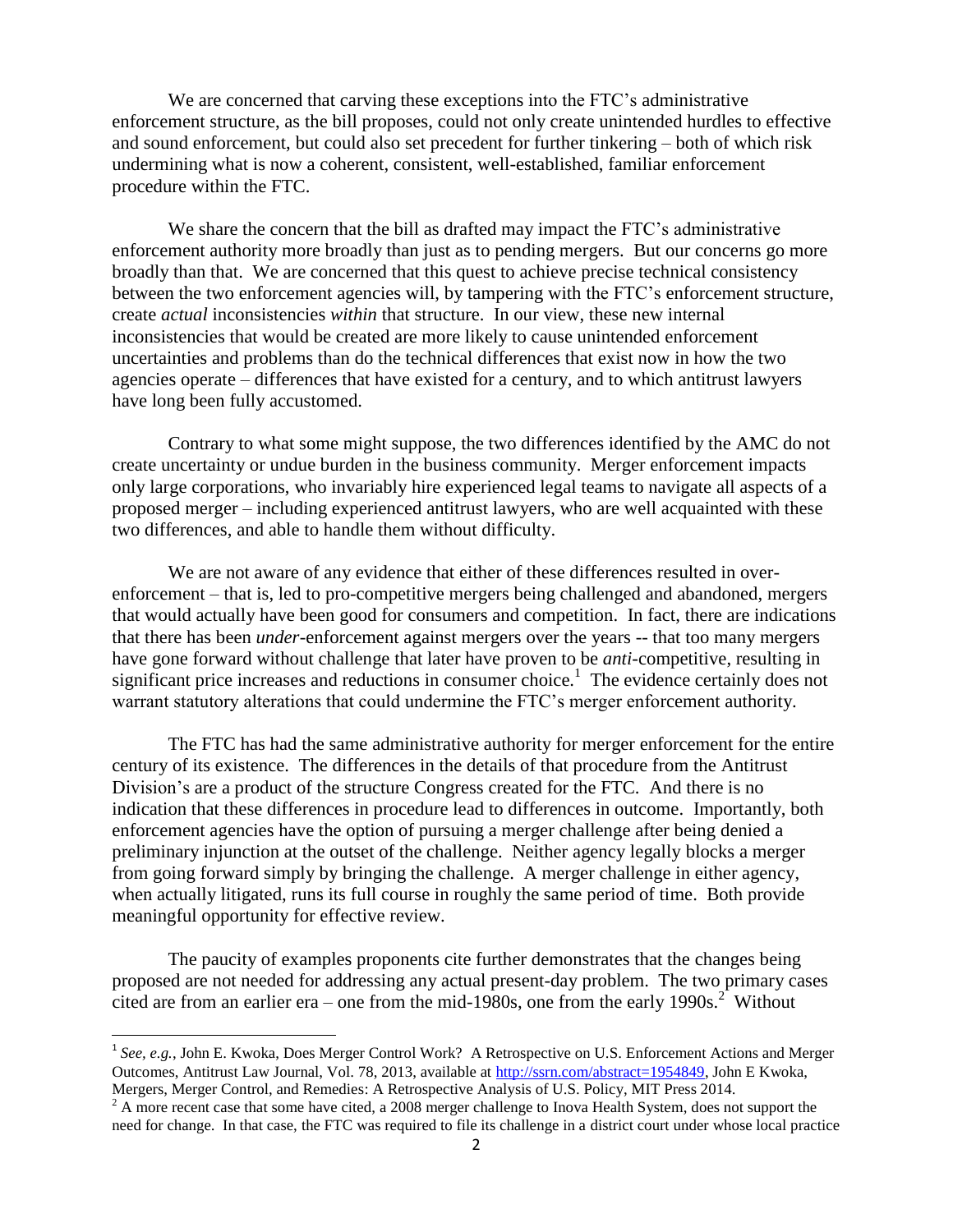We are concerned that carving these exceptions into the FTC's administrative enforcement structure, as the bill proposes, could not only create unintended hurdles to effective and sound enforcement, but could also set precedent for further tinkering – both of which risk undermining what is now a coherent, consistent, well-established, familiar enforcement procedure within the FTC.

We share the concern that the bill as drafted may impact the FTC's administrative enforcement authority more broadly than just as to pending mergers. But our concerns go more broadly than that. We are concerned that this quest to achieve precise technical consistency between the two enforcement agencies will, by tampering with the FTC's enforcement structure, create *actual* inconsistencies *within* that structure. In our view, these new internal inconsistencies that would be created are more likely to cause unintended enforcement uncertainties and problems than do the technical differences that exist now in how the two agencies operate – differences that have existed for a century, and to which antitrust lawyers have long been fully accustomed.

Contrary to what some might suppose, the two differences identified by the AMC do not create uncertainty or undue burden in the business community. Merger enforcement impacts only large corporations, who invariably hire experienced legal teams to navigate all aspects of a proposed merger – including experienced antitrust lawyers, who are well acquainted with these two differences, and able to handle them without difficulty.

We are not aware of any evidence that either of these differences resulted in over-enforcement – that is, led to pro-competitive mergers being challenged and abandoned, mergers that would actually have been good for consumers and competition. In fact, there are indications that there has been *under*-enforcement against mergers over the years -- that too many mergers have gone forward without challenge that later have proven to be *anti*-competitive, resulting in significant price increases and reductions in consumer choice.[1] The evidence certainly does not warrant statutory alterations that could undermine the FTC's merger enforcement authority.

The FTC has had the same administrative authority for merger enforcement for the entire century of its existence. The differences in the details of that procedure from the Antitrust Division's are a product of the structure Congress created for the FTC. And there is no indication that these differences in procedure lead to differences in outcome. Importantly, both enforcement agencies have the option of pursuing a merger challenge after being denied a preliminary injunction at the outset of the challenge. Neither agency legally blocks a merger from going forward simply by bringing the challenge. A merger challenge in either agency, when actually litigated, runs its full course in roughly the same period of time. Both provide meaningful opportunity for effective review.

The paucity of examples proponents cite further demonstrates that the changes being proposed are not needed for addressing any actual present-day problem. The two primary cases cited are from an earlier era – one from the mid-1980s, one from the early 1990s.[2] Without

---

[1] *See, e.g.*, John E. Kwoka, Does Merger Control Work? A Retrospective on U.S. Enforcement Actions and Merger Outcomes, Antitrust Law Journal, Vol. 78, 2013, available at http://ssrn.com/abstract=1954849, John E Kwoka, Mergers, Merger Control, and Remedies: A Retrospective Analysis of U.S. Policy, MIT Press 2014.

[2] A more recent case that some have cited, a 2008 merger challenge to Inova Health System, does not support the need for change. In that case, the FTC was required to file its challenge in a district court under whose local practice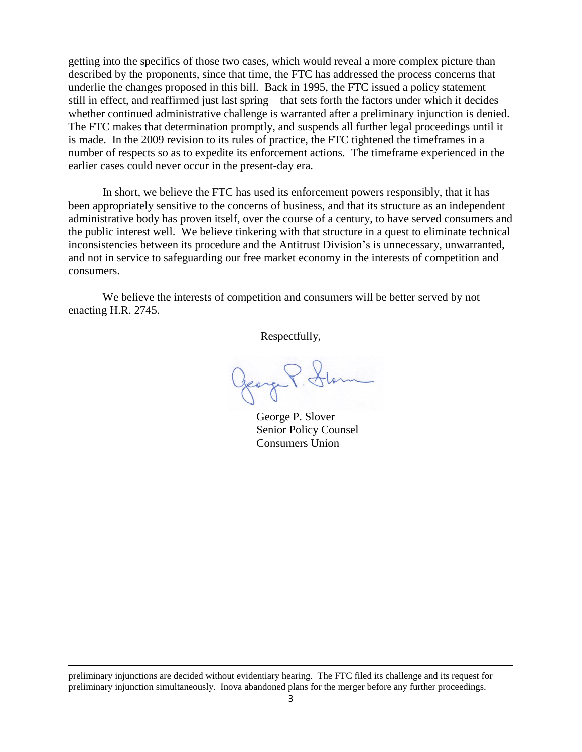getting into the specifics of those two cases, which would reveal a more complex picture than described by the proponents, since that time, the FTC has addressed the process concerns that underlie the changes proposed in this bill. Back in 1995, the FTC issued a policy statement – still in effect, and reaffirmed just last spring – that sets forth the factors under which it decides whether continued administrative challenge is warranted after a preliminary injunction is denied. The FTC makes that determination promptly, and suspends all further legal proceedings until it is made. In the 2009 revision to its rules of practice, the FTC tightened the timeframes in a number of respects so as to expedite its enforcement actions. The timeframe experienced in the earlier cases could never occur in the present-day era.

In short, we believe the FTC has used its enforcement powers responsibly, that it has been appropriately sensitive to the concerns of business, and that its structure as an independent administrative body has proven itself, over the course of a century, to have served consumers and the public interest well. We believe tinkering with that structure in a quest to eliminate technical inconsistencies between its procedure and the Antitrust Division's is unnecessary, unwarranted, and not in service to safeguarding our free market economy in the interests of competition and consumers.

We believe the interests of competition and consumers will be better served by not enacting H.R. 2745.

Respectfully,

George P. Slover
Senior Policy Counsel
Consumers Union

---

preliminary injunctions are decided without evidentiary hearing. The FTC filed its challenge and its request for preliminary injunction simultaneously. Inova abandoned plans for the merger before any further proceedings.